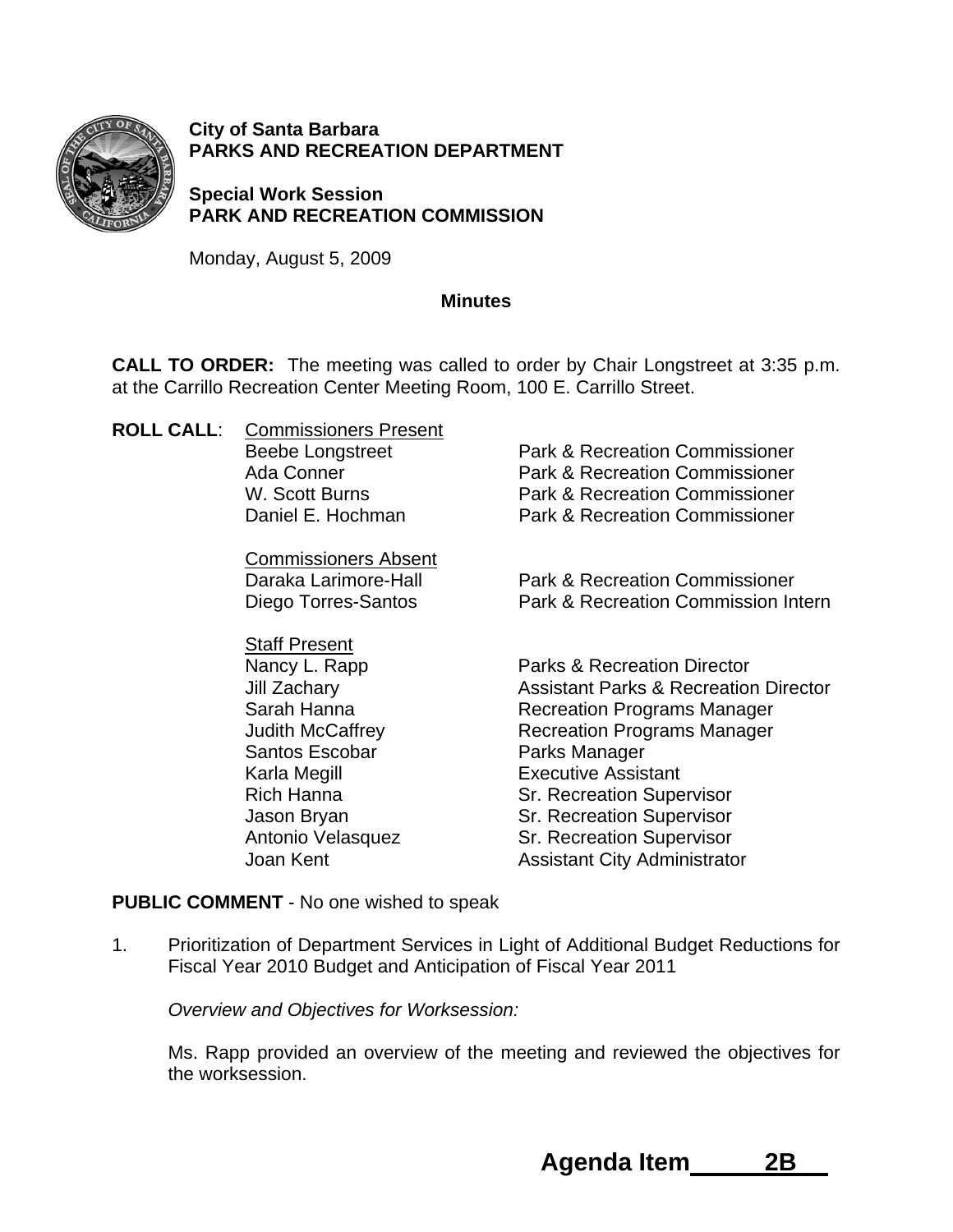**City of Santa Barbara**
**PARKS AND RECREATION DEPARTMENT**

**Special Work Session**
**PARK AND RECREATION COMMISSION**

Monday, August 5, 2009

## Minutes

**CALL TO ORDER:** The meeting was called to order by Chair Longstreet at 3:35 p.m. at the Carrillo Recreation Center Meeting Room, 100 E. Carrillo Street.

**ROLL CALL**:

Commissioners Present

| | |
|---|---|
| Beebe Longstreet | Park & Recreation Commissioner |
| Ada Conner | Park & Recreation Commissioner |
| W. Scott Burns | Park & Recreation Commissioner |
| Daniel E. Hochman | Park & Recreation Commissioner |

Commissioners Absent

| | |
|---|---|
| Daraka Larimore-Hall | Park & Recreation Commissioner |
| Diego Torres-Santos | Park & Recreation Commission Intern |

Staff Present

| | |
|---|---|
| Nancy L. Rapp | Parks & Recreation Director |
| Jill Zachary | Assistant Parks & Recreation Director |
| Sarah Hanna | Recreation Programs Manager |
| Judith McCaffrey | Recreation Programs Manager |
| Santos Escobar | Parks Manager |
| Karla Megill | Executive Assistant |
| Rich Hanna | Sr. Recreation Supervisor |
| Jason Bryan | Sr. Recreation Supervisor |
| Antonio Velasquez | Sr. Recreation Supervisor |
| Joan Kent | Assistant City Administrator |

**PUBLIC COMMENT** - No one wished to speak

1. Prioritization of Department Services in Light of Additional Budget Reductions for Fiscal Year 2010 Budget and Anticipation of Fiscal Year 2011

   *Overview and Objectives for Worksession:*

   Ms. Rapp provided an overview of the meeting and reviewed the objectives for the worksession.

**Agenda Item 2B**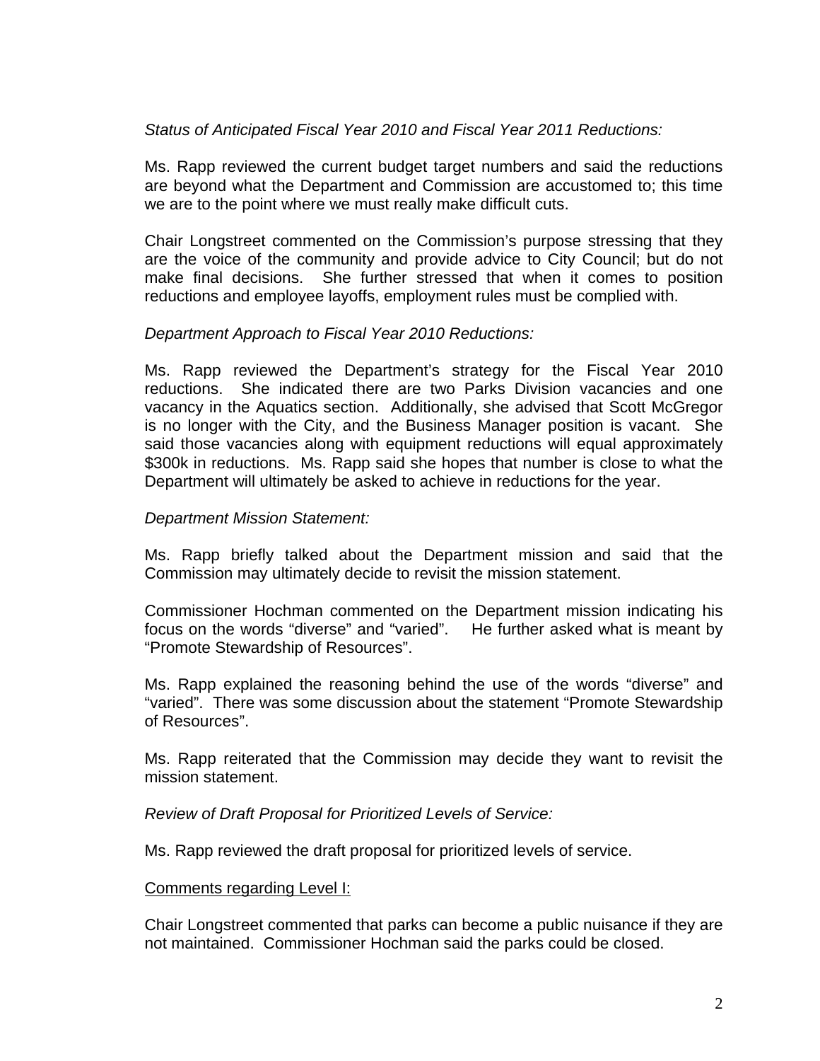*Status of Anticipated Fiscal Year 2010 and Fiscal Year 2011 Reductions:*

Ms. Rapp reviewed the current budget target numbers and said the reductions are beyond what the Department and Commission are accustomed to; this time we are to the point where we must really make difficult cuts.

Chair Longstreet commented on the Commission's purpose stressing that they are the voice of the community and provide advice to City Council; but do not make final decisions. She further stressed that when it comes to position reductions and employee layoffs, employment rules must be complied with.

*Department Approach to Fiscal Year 2010 Reductions:*

Ms. Rapp reviewed the Department's strategy for the Fiscal Year 2010 reductions. She indicated there are two Parks Division vacancies and one vacancy in the Aquatics section. Additionally, she advised that Scott McGregor is no longer with the City, and the Business Manager position is vacant. She said those vacancies along with equipment reductions will equal approximately \$300k in reductions. Ms. Rapp said she hopes that number is close to what the Department will ultimately be asked to achieve in reductions for the year.

*Department Mission Statement:*

Ms. Rapp briefly talked about the Department mission and said that the Commission may ultimately decide to revisit the mission statement.

Commissioner Hochman commented on the Department mission indicating his focus on the words "diverse" and "varied". He further asked what is meant by "Promote Stewardship of Resources".

Ms. Rapp explained the reasoning behind the use of the words "diverse" and "varied". There was some discussion about the statement "Promote Stewardship of Resources".

Ms. Rapp reiterated that the Commission may decide they want to revisit the mission statement.

*Review of Draft Proposal for Prioritized Levels of Service:*

Ms. Rapp reviewed the draft proposal for prioritized levels of service.

<u>Comments regarding Level I:</u>

Chair Longstreet commented that parks can become a public nuisance if they are not maintained. Commissioner Hochman said the parks could be closed.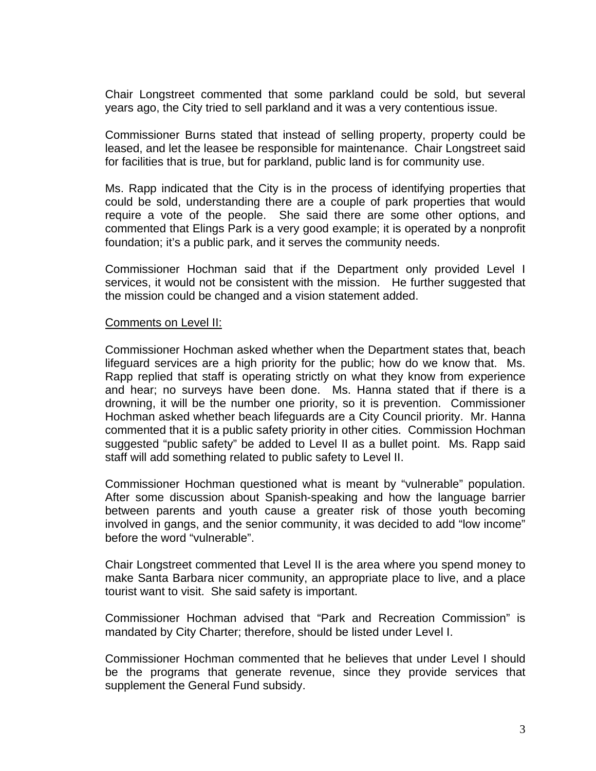Chair Longstreet commented that some parkland could be sold, but several years ago, the City tried to sell parkland and it was a very contentious issue.

Commissioner Burns stated that instead of selling property, property could be leased, and let the leasee be responsible for maintenance. Chair Longstreet said for facilities that is true, but for parkland, public land is for community use.

Ms. Rapp indicated that the City is in the process of identifying properties that could be sold, understanding there are a couple of park properties that would require a vote of the people. She said there are some other options, and commented that Elings Park is a very good example; it is operated by a nonprofit foundation; it's a public park, and it serves the community needs.

Commissioner Hochman said that if the Department only provided Level I services, it would not be consistent with the mission. He further suggested that the mission could be changed and a vision statement added.

Comments on Level II:

Commissioner Hochman asked whether when the Department states that, beach lifeguard services are a high priority for the public; how do we know that. Ms. Rapp replied that staff is operating strictly on what they know from experience and hear; no surveys have been done. Ms. Hanna stated that if there is a drowning, it will be the number one priority, so it is prevention. Commissioner Hochman asked whether beach lifeguards are a City Council priority. Mr. Hanna commented that it is a public safety priority in other cities. Commission Hochman suggested "public safety" be added to Level II as a bullet point. Ms. Rapp said staff will add something related to public safety to Level II.

Commissioner Hochman questioned what is meant by "vulnerable" population. After some discussion about Spanish-speaking and how the language barrier between parents and youth cause a greater risk of those youth becoming involved in gangs, and the senior community, it was decided to add "low income" before the word "vulnerable".

Chair Longstreet commented that Level II is the area where you spend money to make Santa Barbara nicer community, an appropriate place to live, and a place tourist want to visit. She said safety is important.

Commissioner Hochman advised that "Park and Recreation Commission" is mandated by City Charter; therefore, should be listed under Level I.

Commissioner Hochman commented that he believes that under Level I should be the programs that generate revenue, since they provide services that supplement the General Fund subsidy.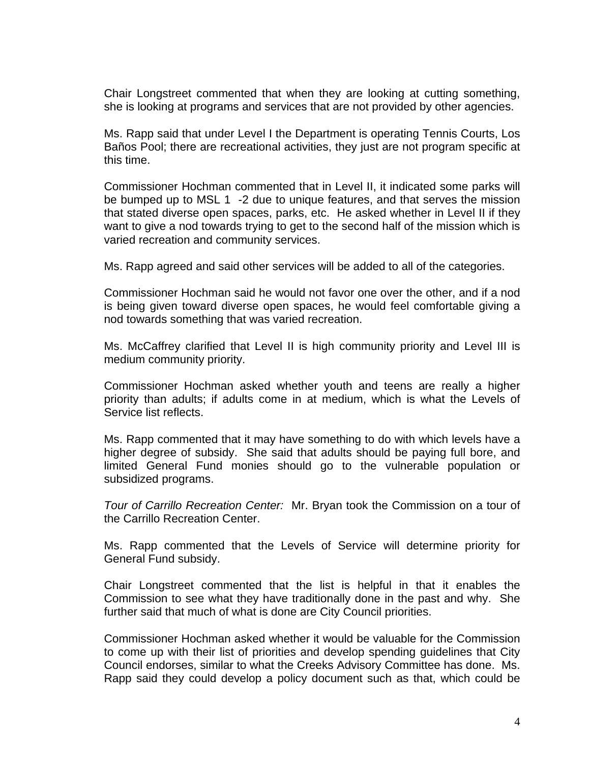Chair Longstreet commented that when they are looking at cutting something, she is looking at programs and services that are not provided by other agencies.

Ms. Rapp said that under Level I the Department is operating Tennis Courts, Los Baños Pool; there are recreational activities, they just are not program specific at this time.

Commissioner Hochman commented that in Level II, it indicated some parks will be bumped up to MSL 1 -2 due to unique features, and that serves the mission that stated diverse open spaces, parks, etc. He asked whether in Level II if they want to give a nod towards trying to get to the second half of the mission which is varied recreation and community services.

Ms. Rapp agreed and said other services will be added to all of the categories.

Commissioner Hochman said he would not favor one over the other, and if a nod is being given toward diverse open spaces, he would feel comfortable giving a nod towards something that was varied recreation.

Ms. McCaffrey clarified that Level II is high community priority and Level III is medium community priority.

Commissioner Hochman asked whether youth and teens are really a higher priority than adults; if adults come in at medium, which is what the Levels of Service list reflects.

Ms. Rapp commented that it may have something to do with which levels have a higher degree of subsidy. She said that adults should be paying full bore, and limited General Fund monies should go to the vulnerable population or subsidized programs.

*Tour of Carrillo Recreation Center:* Mr. Bryan took the Commission on a tour of the Carrillo Recreation Center.

Ms. Rapp commented that the Levels of Service will determine priority for General Fund subsidy.

Chair Longstreet commented that the list is helpful in that it enables the Commission to see what they have traditionally done in the past and why. She further said that much of what is done are City Council priorities.

Commissioner Hochman asked whether it would be valuable for the Commission to come up with their list of priorities and develop spending guidelines that City Council endorses, similar to what the Creeks Advisory Committee has done. Ms. Rapp said they could develop a policy document such as that, which could be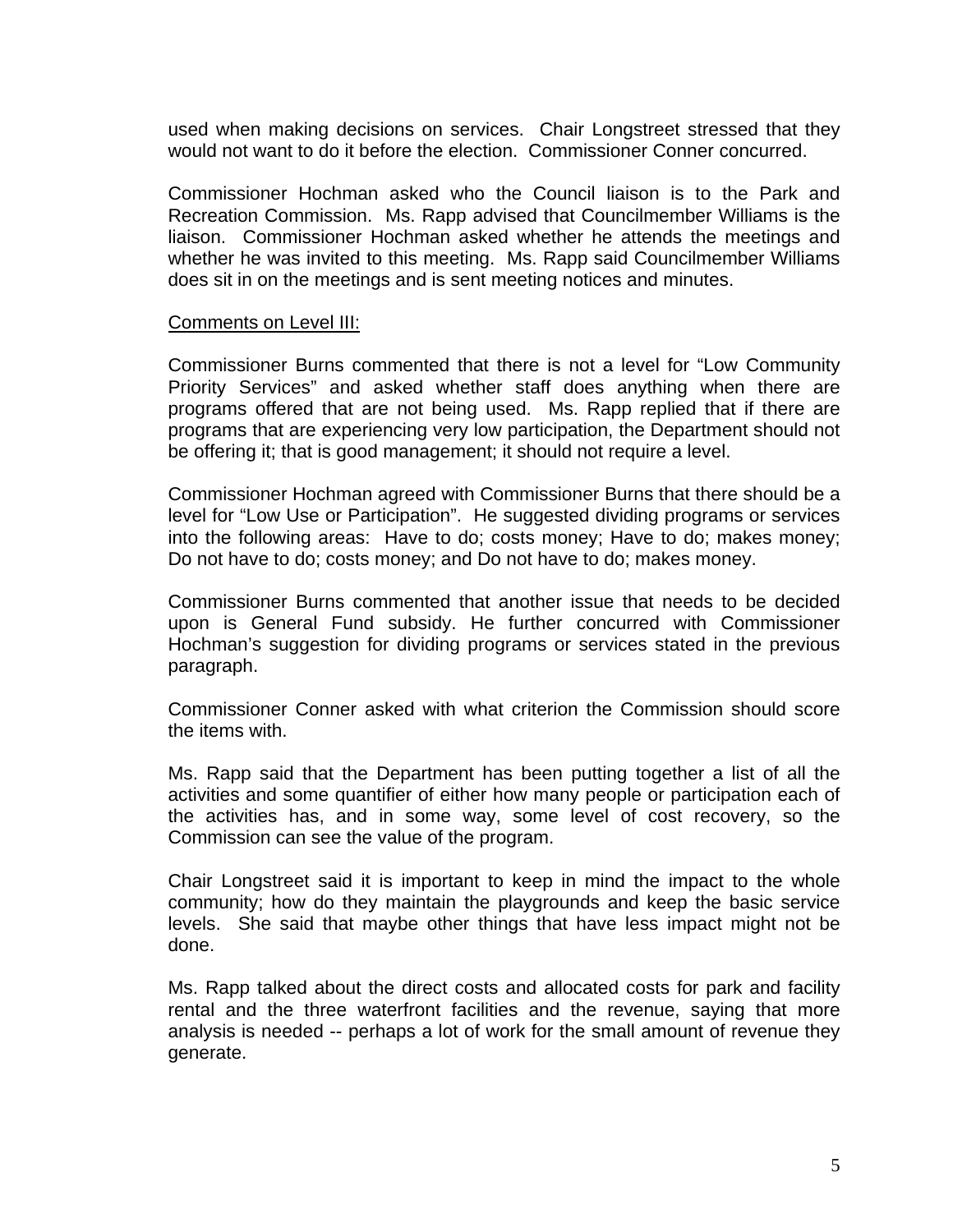used when making decisions on services. Chair Longstreet stressed that they would not want to do it before the election. Commissioner Conner concurred.

Commissioner Hochman asked who the Council liaison is to the Park and Recreation Commission. Ms. Rapp advised that Councilmember Williams is the liaison. Commissioner Hochman asked whether he attends the meetings and whether he was invited to this meeting. Ms. Rapp said Councilmember Williams does sit in on the meetings and is sent meeting notices and minutes.

<u>Comments on Level III:</u>

Commissioner Burns commented that there is not a level for "Low Community Priority Services" and asked whether staff does anything when there are programs offered that are not being used. Ms. Rapp replied that if there are programs that are experiencing very low participation, the Department should not be offering it; that is good management; it should not require a level.

Commissioner Hochman agreed with Commissioner Burns that there should be a level for "Low Use or Participation". He suggested dividing programs or services into the following areas: Have to do; costs money; Have to do; makes money; Do not have to do; costs money; and Do not have to do; makes money.

Commissioner Burns commented that another issue that needs to be decided upon is General Fund subsidy. He further concurred with Commissioner Hochman's suggestion for dividing programs or services stated in the previous paragraph.

Commissioner Conner asked with what criterion the Commission should score the items with.

Ms. Rapp said that the Department has been putting together a list of all the activities and some quantifier of either how many people or participation each of the activities has, and in some way, some level of cost recovery, so the Commission can see the value of the program.

Chair Longstreet said it is important to keep in mind the impact to the whole community; how do they maintain the playgrounds and keep the basic service levels. She said that maybe other things that have less impact might not be done.

Ms. Rapp talked about the direct costs and allocated costs for park and facility rental and the three waterfront facilities and the revenue, saying that more analysis is needed -- perhaps a lot of work for the small amount of revenue they generate.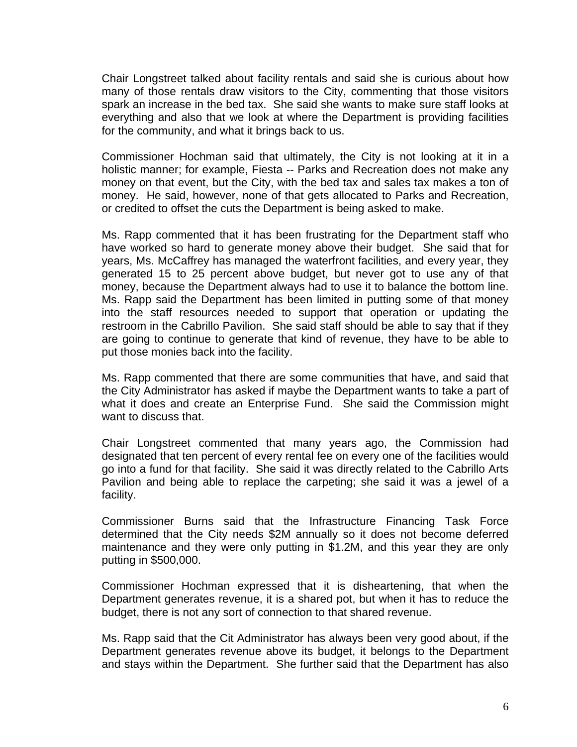Chair Longstreet talked about facility rentals and said she is curious about how many of those rentals draw visitors to the City, commenting that those visitors spark an increase in the bed tax. She said she wants to make sure staff looks at everything and also that we look at where the Department is providing facilities for the community, and what it brings back to us.

Commissioner Hochman said that ultimately, the City is not looking at it in a holistic manner; for example, Fiesta -- Parks and Recreation does not make any money on that event, but the City, with the bed tax and sales tax makes a ton of money. He said, however, none of that gets allocated to Parks and Recreation, or credited to offset the cuts the Department is being asked to make.

Ms. Rapp commented that it has been frustrating for the Department staff who have worked so hard to generate money above their budget. She said that for years, Ms. McCaffrey has managed the waterfront facilities, and every year, they generated 15 to 25 percent above budget, but never got to use any of that money, because the Department always had to use it to balance the bottom line. Ms. Rapp said the Department has been limited in putting some of that money into the staff resources needed to support that operation or updating the restroom in the Cabrillo Pavilion. She said staff should be able to say that if they are going to continue to generate that kind of revenue, they have to be able to put those monies back into the facility.

Ms. Rapp commented that there are some communities that have, and said that the City Administrator has asked if maybe the Department wants to take a part of what it does and create an Enterprise Fund. She said the Commission might want to discuss that.

Chair Longstreet commented that many years ago, the Commission had designated that ten percent of every rental fee on every one of the facilities would go into a fund for that facility. She said it was directly related to the Cabrillo Arts Pavilion and being able to replace the carpeting; she said it was a jewel of a facility.

Commissioner Burns said that the Infrastructure Financing Task Force determined that the City needs $2M annually so it does not become deferred maintenance and they were only putting in $1.2M, and this year they are only putting in $500,000.

Commissioner Hochman expressed that it is disheartening, that when the Department generates revenue, it is a shared pot, but when it has to reduce the budget, there is not any sort of connection to that shared revenue.

Ms. Rapp said that the Cit Administrator has always been very good about, if the Department generates revenue above its budget, it belongs to the Department and stays within the Department. She further said that the Department has also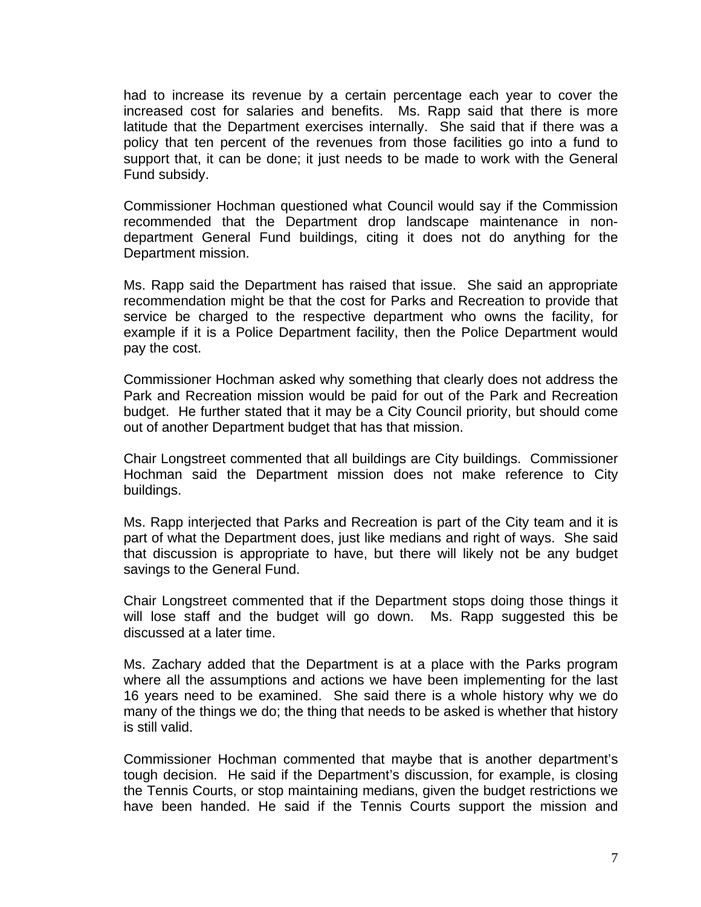had to increase its revenue by a certain percentage each year to cover the increased cost for salaries and benefits. Ms. Rapp said that there is more latitude that the Department exercises internally. She said that if there was a policy that ten percent of the revenues from those facilities go into a fund to support that, it can be done; it just needs to be made to work with the General Fund subsidy.

Commissioner Hochman questioned what Council would say if the Commission recommended that the Department drop landscape maintenance in non-department General Fund buildings, citing it does not do anything for the Department mission.

Ms. Rapp said the Department has raised that issue. She said an appropriate recommendation might be that the cost for Parks and Recreation to provide that service be charged to the respective department who owns the facility, for example if it is a Police Department facility, then the Police Department would pay the cost.

Commissioner Hochman asked why something that clearly does not address the Park and Recreation mission would be paid for out of the Park and Recreation budget. He further stated that it may be a City Council priority, but should come out of another Department budget that has that mission.

Chair Longstreet commented that all buildings are City buildings. Commissioner Hochman said the Department mission does not make reference to City buildings.

Ms. Rapp interjected that Parks and Recreation is part of the City team and it is part of what the Department does, just like medians and right of ways. She said that discussion is appropriate to have, but there will likely not be any budget savings to the General Fund.

Chair Longstreet commented that if the Department stops doing those things it will lose staff and the budget will go down. Ms. Rapp suggested this be discussed at a later time.

Ms. Zachary added that the Department is at a place with the Parks program where all the assumptions and actions we have been implementing for the last 16 years need to be examined. She said there is a whole history why we do many of the things we do; the thing that needs to be asked is whether that history is still valid.

Commissioner Hochman commented that maybe that is another department's tough decision. He said if the Department's discussion, for example, is closing the Tennis Courts, or stop maintaining medians, given the budget restrictions we have been handed. He said if the Tennis Courts support the mission and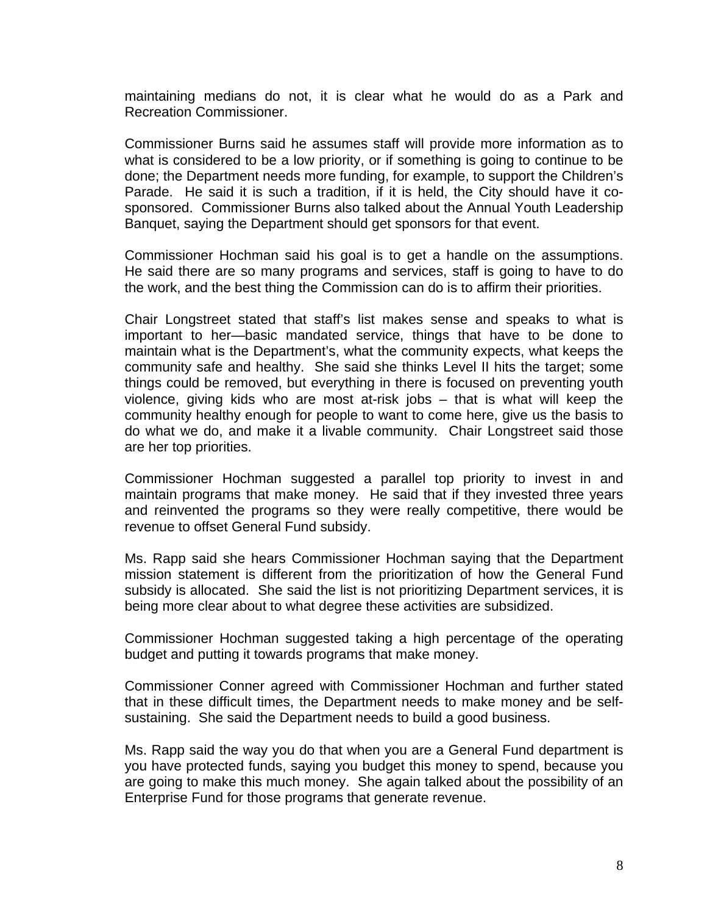maintaining medians do not, it is clear what he would do as a Park and Recreation Commissioner.

Commissioner Burns said he assumes staff will provide more information as to what is considered to be a low priority, or if something is going to continue to be done; the Department needs more funding, for example, to support the Children's Parade. He said it is such a tradition, if it is held, the City should have it co-sponsored. Commissioner Burns also talked about the Annual Youth Leadership Banquet, saying the Department should get sponsors for that event.

Commissioner Hochman said his goal is to get a handle on the assumptions. He said there are so many programs and services, staff is going to have to do the work, and the best thing the Commission can do is to affirm their priorities.

Chair Longstreet stated that staff's list makes sense and speaks to what is important to her—basic mandated service, things that have to be done to maintain what is the Department's, what the community expects, what keeps the community safe and healthy. She said she thinks Level II hits the target; some things could be removed, but everything in there is focused on preventing youth violence, giving kids who are most at-risk jobs – that is what will keep the community healthy enough for people to want to come here, give us the basis to do what we do, and make it a livable community. Chair Longstreet said those are her top priorities.

Commissioner Hochman suggested a parallel top priority to invest in and maintain programs that make money. He said that if they invested three years and reinvented the programs so they were really competitive, there would be revenue to offset General Fund subsidy.

Ms. Rapp said she hears Commissioner Hochman saying that the Department mission statement is different from the prioritization of how the General Fund subsidy is allocated. She said the list is not prioritizing Department services, it is being more clear about to what degree these activities are subsidized.

Commissioner Hochman suggested taking a high percentage of the operating budget and putting it towards programs that make money.

Commissioner Conner agreed with Commissioner Hochman and further stated that in these difficult times, the Department needs to make money and be self-sustaining. She said the Department needs to build a good business.

Ms. Rapp said the way you do that when you are a General Fund department is you have protected funds, saying you budget this money to spend, because you are going to make this much money. She again talked about the possibility of an Enterprise Fund for those programs that generate revenue.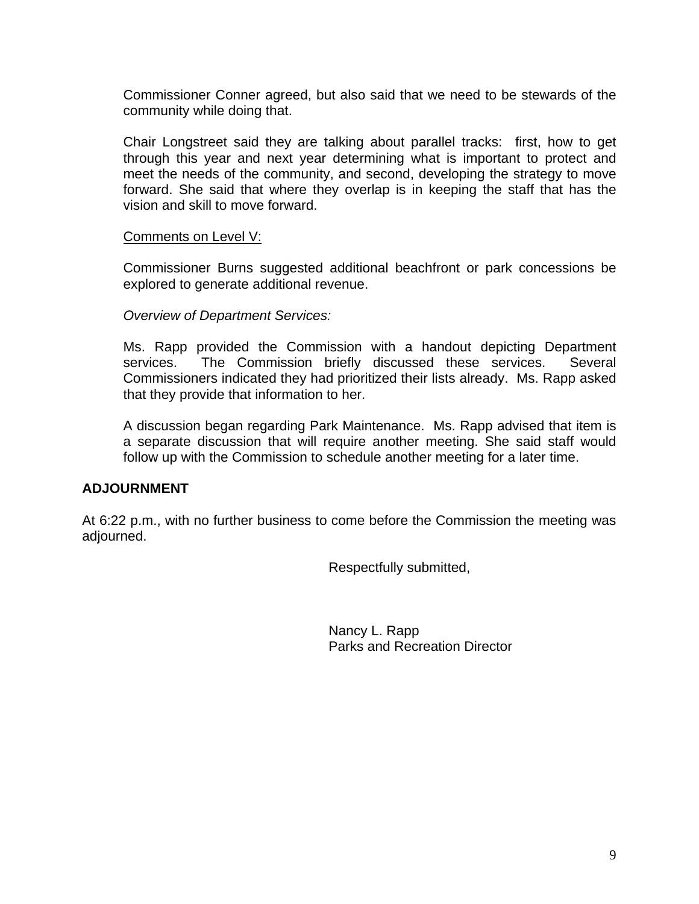Commissioner Conner agreed, but also said that we need to be stewards of the community while doing that.

Chair Longstreet said they are talking about parallel tracks: first, how to get through this year and next year determining what is important to protect and meet the needs of the community, and second, developing the strategy to move forward. She said that where they overlap is in keeping the staff that has the vision and skill to move forward.

<u>Comments on Level V:</u>

Commissioner Burns suggested additional beachfront or park concessions be explored to generate additional revenue.

*Overview of Department Services:*

Ms. Rapp provided the Commission with a handout depicting Department services. The Commission briefly discussed these services. Several Commissioners indicated they had prioritized their lists already. Ms. Rapp asked that they provide that information to her.

A discussion began regarding Park Maintenance. Ms. Rapp advised that item is a separate discussion that will require another meeting. She said staff would follow up with the Commission to schedule another meeting for a later time.

**ADJOURNMENT**

At 6:22 p.m., with no further business to come before the Commission the meeting was adjourned.

Respectfully submitted,

Nancy L. Rapp
Parks and Recreation Director